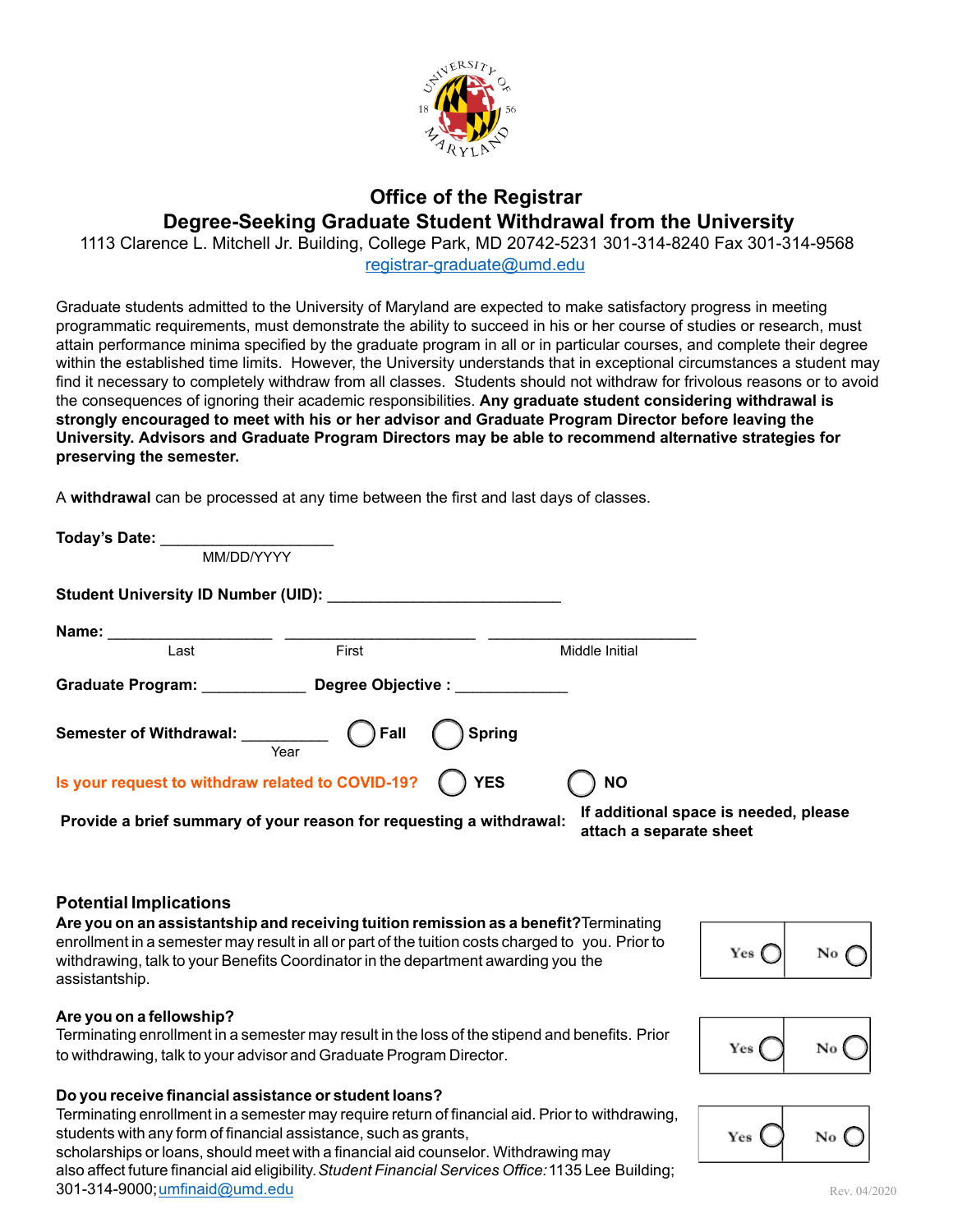# Office of the Registrar

## Degree-Seeking Graduate Student Withdrawal from the University

1113 Clarence L. Mitchell Jr. Building, College Park, MD 20742-5231 301-314-8240 Fax 301-314-9568

registrar-graduate@umd.edu

Graduate students admitted to the University of Maryland are expected to make satisfactory progress in meeting programmatic requirements, must demonstrate the ability to succeed in his or her course of studies or research, must attain performance minima specified by the graduate program in all or in particular courses, and complete their degree within the established time limits. However, the University understands that in exceptional circumstances a student may find it necessary to completely withdraw from all classes. Students should not withdraw for frivolous reasons or to avoid the consequences of ignoring their academic responsibilities. **Any graduate student considering withdrawal is strongly encouraged to meet with his or her advisor and Graduate Program Director before leaving the University. Advisors and Graduate Program Directors may be able to recommend alternative strategies for preserving the semester.**

A **withdrawal** can be processed at any time between the first and last days of classes.

**Today's Date:** ____________________
MM/DD/YYYY

**Student University ID Number (UID):** ___________________________

**Name:** ___________________ ______________________ ________________________
Last First Middle Initial

**Graduate Program:** ____________ **Degree Objective :** _____________

**Semester of Withdrawal:** __________ ◯ Fall ◯ Spring
Year

**Is your request to withdraw related to COVID-19?** ◯ YES ◯ NO

**Provide a brief summary of your reason for requesting a withdrawal:** **If additional space is needed, please attach a separate sheet**

### Potential Implications

**Are you on an assistantship and receiving tuition remission as a benefit?** Terminating enrollment in a semester may result in all or part of the tuition costs charged to you. Prior to withdrawing, talk to your Benefits Coordinator in the department awarding you the assistantship.

Yes ◯ No ◯

**Are you on a fellowship?**
Terminating enrollment in a semester may result in the loss of the stipend and benefits. Prior to withdrawing, talk to your advisor and Graduate Program Director.

Yes ◯ No ◯

**Do you receive financial assistance or student loans?**
Terminating enrollment in a semester may require return of financial aid. Prior to withdrawing, students with any form of financial assistance, such as grants, scholarships or loans, should meet with a financial aid counselor. Withdrawing may also affect future financial aid eligibility. *Student Financial Services Office:* 1135 Lee Building; 301-314-9000; umfinaid@umd.edu

Yes ◯ No ◯

Rev. 04/2020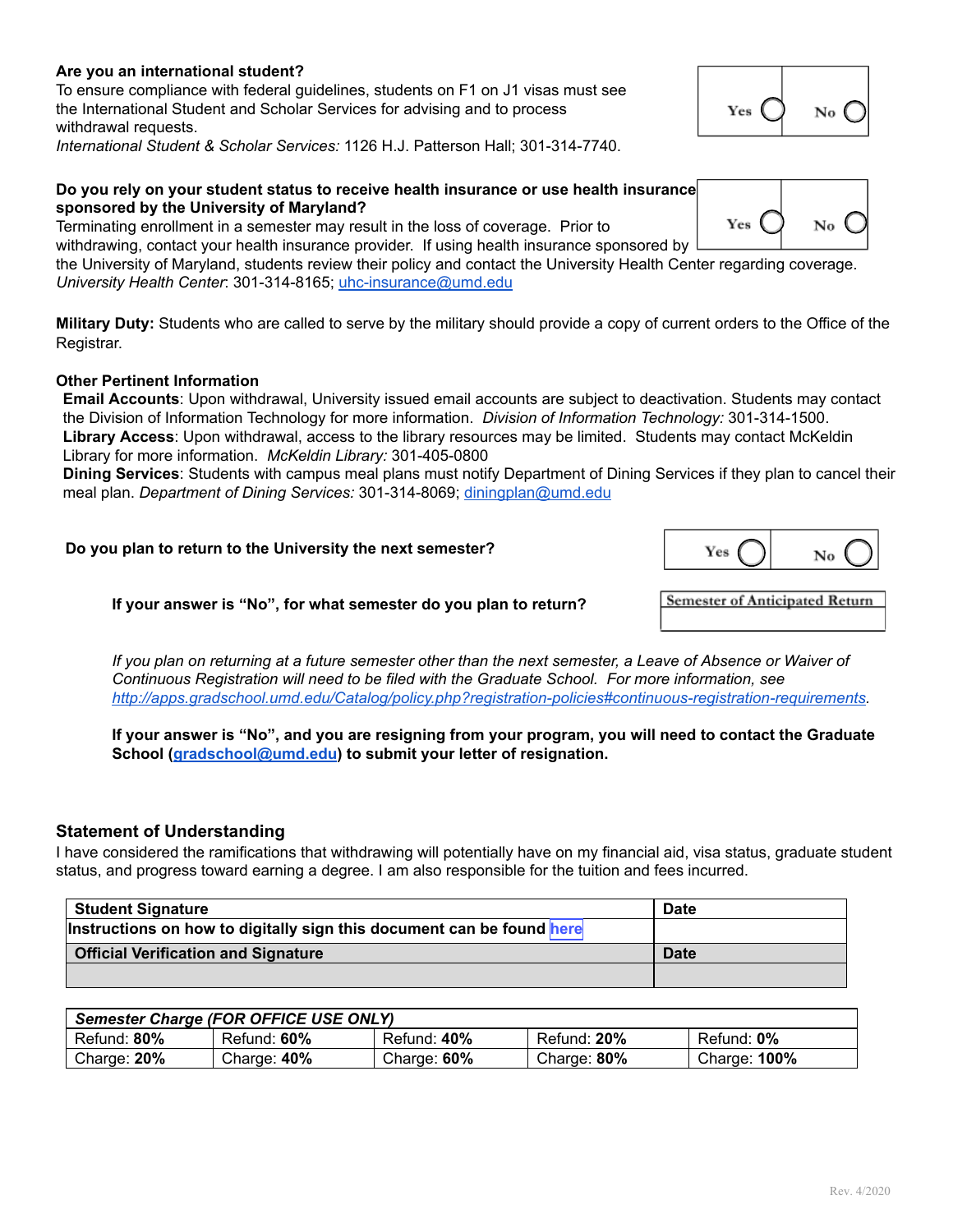**Are you an international student?**
To ensure compliance with federal guidelines, students on F1 on J1 visas must see the International Student and Scholar Services for advising and to process withdrawal requests.
*International Student & Scholar Services:* 1126 H.J. Patterson Hall; 301-314-7740.

| Yes ◯ | No ◯ |
|---|---|

**Do you rely on your student status to receive health insurance or use health insurance sponsored by the University of Maryland?**
Terminating enrollment in a semester may result in the loss of coverage. Prior to withdrawing, contact your health insurance provider. If using health insurance sponsored by the University of Maryland, students review their policy and contact the University Health Center regarding coverage.
*University Health Center*: 301-314-8165; uhc-insurance@umd.edu

| Yes ◯ | No ◯ |
|---|---|

**Military Duty:** Students who are called to serve by the military should provide a copy of current orders to the Office of the Registrar.

**Other Pertinent Information**

**Email Accounts**: Upon withdrawal, University issued email accounts are subject to deactivation. Students may contact the Division of Information Technology for more information. *Division of Information Technology:* 301-314-1500.
**Library Access**: Upon withdrawal, access to the library resources may be limited. Students may contact McKeldin Library for more information. *McKeldin Library:* 301-405-0800
**Dining Services**: Students with campus meal plans must notify Department of Dining Services if they plan to cancel their meal plan. *Department of Dining Services:* 301-314-8069; diningplan@umd.edu

**Do you plan to return to the University the next semester?**

| Yes ◯ | No ◯ |
|---|---|

**If your answer is "No", for what semester do you plan to return?**

| Semester of Anticipated Return |
|---|
| |

*If you plan on returning at a future semester other than the next semester, a Leave of Absence or Waiver of Continuous Registration will need to be filed with the Graduate School. For more information, see http://apps.gradschool.umd.edu/Catalog/policy.php?registration-policies#continuous-registration-requirements.*

**If your answer is "No", and you are resigning from your program, you will need to contact the Graduate School (gradschool@umd.edu) to submit your letter of resignation.**

## Statement of Understanding

I have considered the ramifications that withdrawing will potentially have on my financial aid, visa status, graduate student status, and progress toward earning a degree. I am also responsible for the tuition and fees incurred.

| Student Signature | Date |
|---|---|
| Instructions on how to digitally sign this document can be found here | |
| **Official Verification and Signature** | **Date** |
| | |

| *Semester Charge (FOR OFFICE USE ONLY)* | | | | |
|---|---|---|---|---|
| Refund: **80%** | Refund: **60%** | Refund: **40%** | Refund: **20%** | Refund: **0%** |
| Charge: **20%** | Charge: **40%** | Charge: **60%** | Charge: **80%** | Charge: **100%** |

Rev. 4/2020